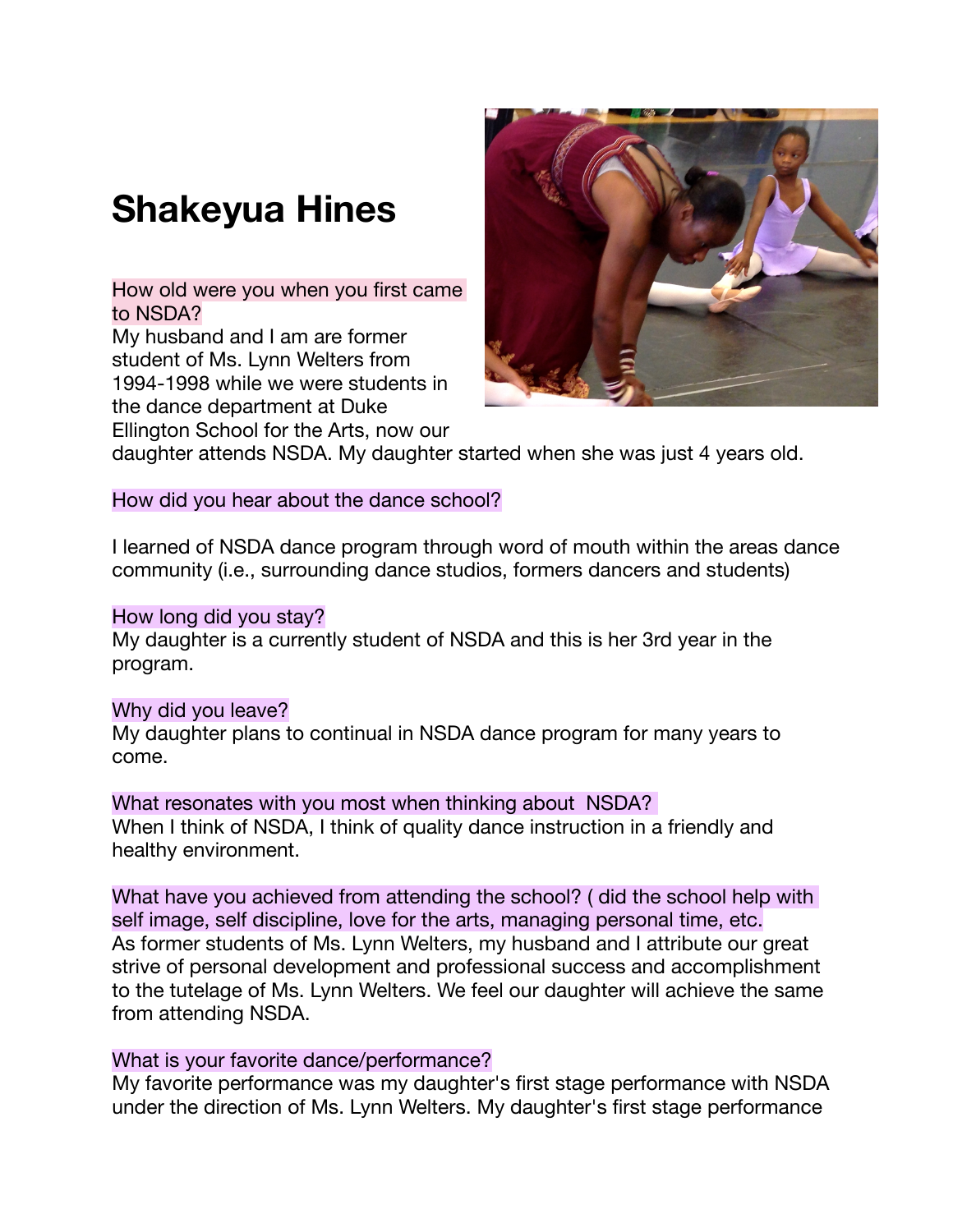# Shakeyua Hines

How old were you when you first came to NSDA?

My husband and I am are former student of Ms. Lynn Welters from 1994-1998 while we were students in the dance department at Duke Ellington School for the Arts, now our daughter attends NSDA. My daughter started when she was just 4 years old.

How did you hear about the dance school?

I learned of NSDA dance program through word of mouth within the areas dance community (i.e., surrounding dance studios, formers dancers and students)

How long did you stay?

My daughter is a currently student of NSDA and this is her 3rd year in the program.

Why did you leave?

My daughter plans to continual in NSDA dance program for many years to come.

What resonates with you most when thinking about NSDA?

When I think of NSDA, I think of quality dance instruction in a friendly and healthy environment.

What have you achieved from attending the school? ( did the school help with self image, self discipline, love for the arts, managing personal time, etc.

As former students of Ms. Lynn Welters, my husband and I attribute our great strive of personal development and professional success and accomplishment to the tutelage of Ms. Lynn Welters. We feel our daughter will achieve the same from attending NSDA.

What is your favorite dance/performance?

My favorite performance was my daughter's first stage performance with NSDA under the direction of Ms. Lynn Welters. My daughter's first stage performance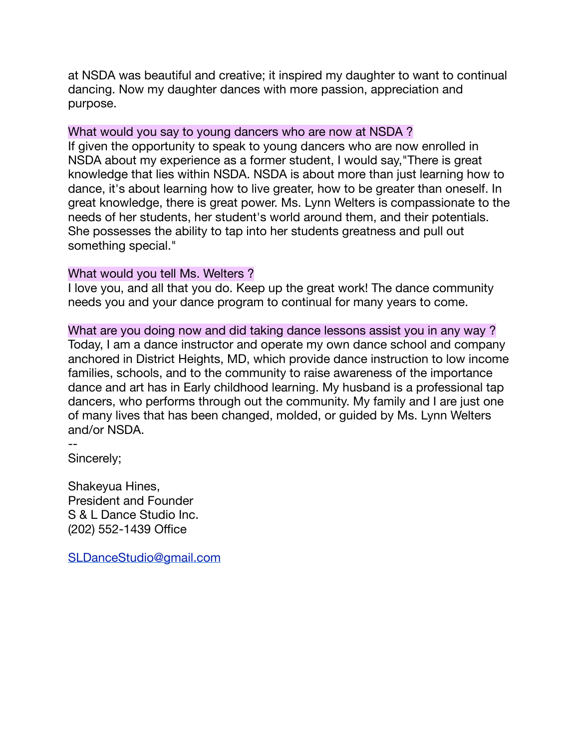at NSDA was beautiful and creative; it inspired my daughter to want to continual dancing. Now my daughter dances with more passion, appreciation and purpose.

**What would you say to young dancers who are now at NSDA ?**

If given the opportunity to speak to young dancers who are now enrolled in NSDA about my experience as a former student, I would say,"There is great knowledge that lies within NSDA. NSDA is about more than just learning how to dance, it's about learning how to live greater, how to be greater than oneself. In great knowledge, there is great power. Ms. Lynn Welters is compassionate to the needs of her students, her student's world around them, and their potentials. She possesses the ability to tap into her students greatness and pull out something special."

**What would you tell Ms. Welters ?**

I love you, and all that you do. Keep up the great work! The dance community needs you and your dance program to continual for many years to come.

**What are you doing now and did taking dance lessons assist you in any way ?**

Today, I am a dance instructor and operate my own dance school and company anchored in District Heights, MD, which provide dance instruction to low income families, schools, and to the community to raise awareness of the importance dance and art has in Early childhood learning. My husband is a professional tap dancers, who performs through out the community. My family and I are just one of many lives that has been changed, molded, or guided by Ms. Lynn Welters and/or NSDA.

--

Sincerely;

Shakeyua Hines,
President and Founder
S & L Dance Studio Inc.
(202) 552-1439 Office

SLDanceStudio@gmail.com